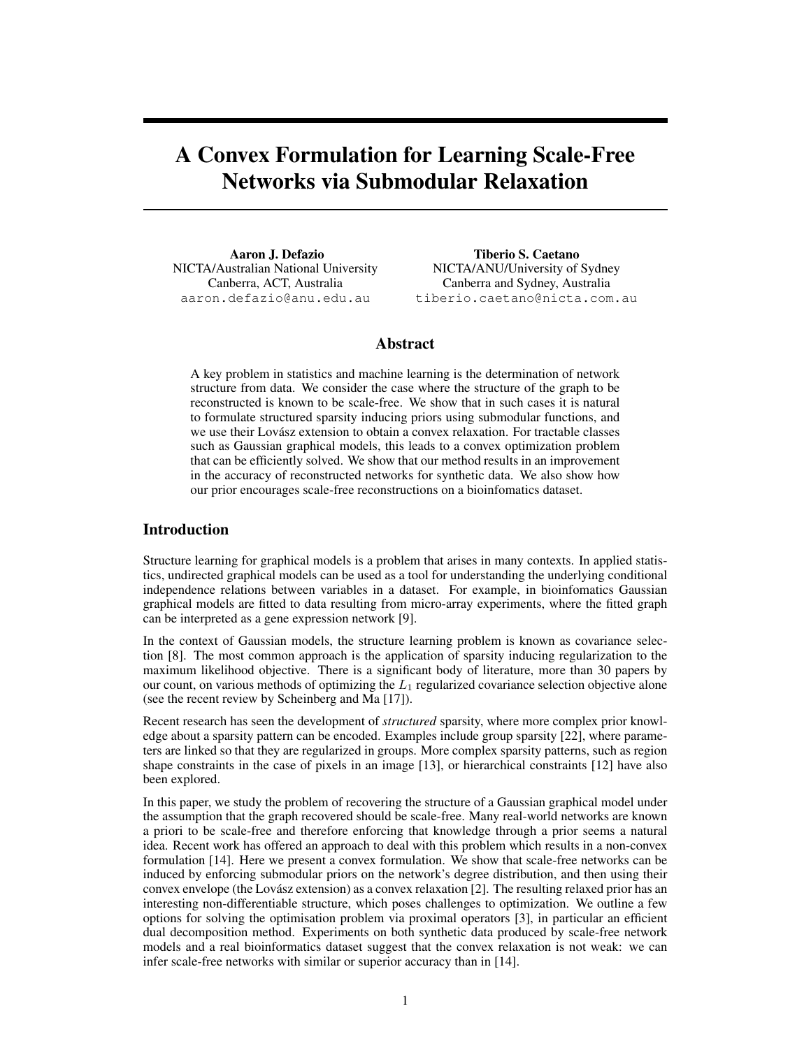# A Convex Formulation for Learning Scale-Free Networks via Submodular Relaxation

**Aaron J. Defazio**
NICTA/Australian National University
Canberra, ACT, Australia
aaron.defazio@anu.edu.au

**Tiberio S. Caetano**
NICTA/ANU/University of Sydney
Canberra and Sydney, Australia
tiberio.caetano@nicta.com.au

## Abstract

A key problem in statistics and machine learning is the determination of network structure from data. We consider the case where the structure of the graph to be reconstructed is known to be scale-free. We show that in such cases it is natural to formulate structured sparsity inducing priors using submodular functions, and we use their Lovász extension to obtain a convex relaxation. For tractable classes such as Gaussian graphical models, this leads to a convex optimization problem that can be efficiently solved. We show that our method results in an improvement in the accuracy of reconstructed networks for synthetic data. We also show how our prior encourages scale-free reconstructions on a bioinfomatics dataset.

## Introduction

Structure learning for graphical models is a problem that arises in many contexts. In applied statistics, undirected graphical models can be used as a tool for understanding the underlying conditional independence relations between variables in a dataset. For example, in bioinfomatics Gaussian graphical models are fitted to data resulting from micro-array experiments, where the fitted graph can be interpreted as a gene expression network [9].

In the context of Gaussian models, the structure learning problem is known as covariance selection [8]. The most common approach is the application of sparsity inducing regularization to the maximum likelihood objective. There is a significant body of literature, more than 30 papers by our count, on various methods of optimizing the $L_1$ regularized covariance selection objective alone (see the recent review by Scheinberg and Ma [17]).

Recent research has seen the development of *structured* sparsity, where more complex prior knowledge about a sparsity pattern can be encoded. Examples include group sparsity [22], where parameters are linked so that they are regularized in groups. More complex sparsity patterns, such as region shape constraints in the case of pixels in an image [13], or hierarchical constraints [12] have also been explored.

In this paper, we study the problem of recovering the structure of a Gaussian graphical model under the assumption that the graph recovered should be scale-free. Many real-world networks are known a priori to be scale-free and therefore enforcing that knowledge through a prior seems a natural idea. Recent work has offered an approach to deal with this problem which results in a non-convex formulation [14]. Here we present a convex formulation. We show that scale-free networks can be induced by enforcing submodular priors on the network's degree distribution, and then using their convex envelope (the Lovász extension) as a convex relaxation [2]. The resulting relaxed prior has an interesting non-differentiable structure, which poses challenges to optimization. We outline a few options for solving the optimisation problem via proximal operators [3], in particular an efficient dual decomposition method. Experiments on both synthetic data produced by scale-free network models and a real bioinformatics dataset suggest that the convex relaxation is not weak: we can infer scale-free networks with similar or superior accuracy than in [14].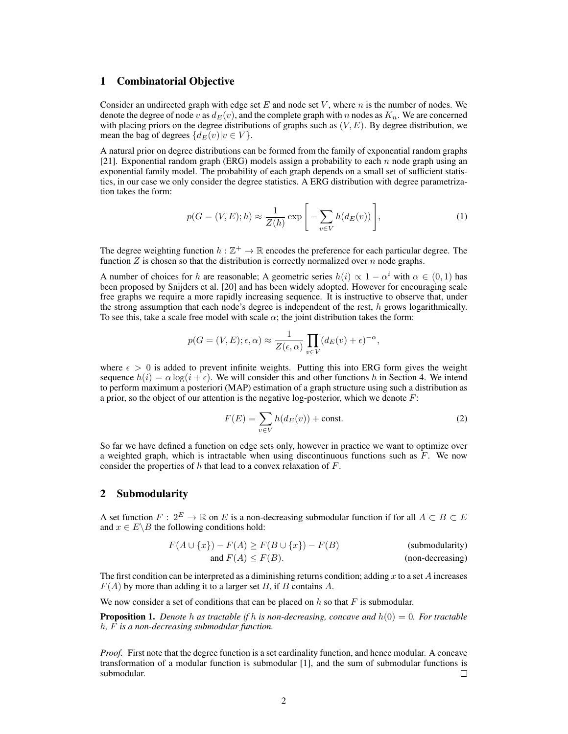## 1 Combinatorial Objective

Consider an undirected graph with edge set $E$ and node set $V$, where $n$ is the number of nodes. We denote the degree of node $v$ as $d_E(v)$, and the complete graph with $n$ nodes as $K_n$. We are concerned with placing priors on the degree distributions of graphs such as $(V, E)$. By degree distribution, we mean the bag of degrees $\{d_E(v) | v \in V\}$.

A natural prior on degree distributions can be formed from the family of exponential random graphs [21]. Exponential random graph (ERG) models assign a probability to each $n$ node graph using an exponential family model. The probability of each graph depends on a small set of sufficient statistics, in our case we only consider the degree statistics. A ERG distribution with degree parametrization takes the form:

$$p(G = (V, E); h) \approx \frac{1}{Z(h)} \exp\left[ -\sum_{v \in V} h(d_E(v)) \right], \tag{1}$$

The degree weighting function $h : \mathbb{Z}^+ \to \mathbb{R}$ encodes the preference for each particular degree. The function $Z$ is chosen so that the distribution is correctly normalized over $n$ node graphs.

A number of choices for $h$ are reasonable; A geometric series $h(i) \propto 1 - \alpha^i$ with $\alpha \in (0, 1)$ has been proposed by Snijders et al. [20] and has been widely adopted. However for encouraging scale free graphs we require a more rapidly increasing sequence. It is instructive to observe that, under the strong assumption that each node's degree is independent of the rest, $h$ grows logarithmically. To see this, take a scale free model with scale $\alpha$; the joint distribution takes the form:

$$p(G = (V, E); \epsilon, \alpha) \approx \frac{1}{Z(\epsilon, \alpha)} \prod_{v \in V} (d_E(v) + \epsilon)^{-\alpha},$$

where $\epsilon > 0$ is added to prevent infinite weights. Putting this into ERG form gives the weight sequence $h(i) = \alpha \log(i + \epsilon)$. We will consider this and other functions $h$ in Section 4. We intend to perform maximum a posteriori (MAP) estimation of a graph structure using such a distribution as a prior, so the object of our attention is the negative log-posterior, which we denote $F$:

$$F(E) = \sum_{v \in V} h(d_E(v)) + \text{const.} \tag{2}$$

So far we have defined a function on edge sets only, however in practice we want to optimize over a weighted graph, which is intractable when using discontinuous functions such as $F$. We now consider the properties of $h$ that lead to a convex relaxation of $F$.

## 2 Submodularity

A set function $F : 2^E \to \mathbb{R}$ on $E$ is a non-decreasing submodular function if for all $A \subset B \subset E$ and $x \in E \backslash B$ the following conditions hold:

$$F(A \cup \{x\}) - F(A) \geq F(B \cup \{x\}) - F(B) \qquad \text{(submodularity)}$$

$$\text{and } F(A) \leq F(B). \qquad \text{(non-decreasing)}$$

The first condition can be interpreted as a diminishing returns condition; adding $x$ to a set $A$ increases $F(A)$ by more than adding it to a larger set $B$, if $B$ contains $A$.

We now consider a set of conditions that can be placed on $h$ so that $F$ is submodular.

**Proposition 1.** *Denote $h$ as tractable if $h$ is non-decreasing, concave and $h(0) = 0$. For tractable $h$, $F$ is a non-decreasing submodular function.*

*Proof.* First note that the degree function is a set cardinality function, and hence modular. A concave transformation of a modular function is submodular [1], and the sum of submodular functions is submodular. □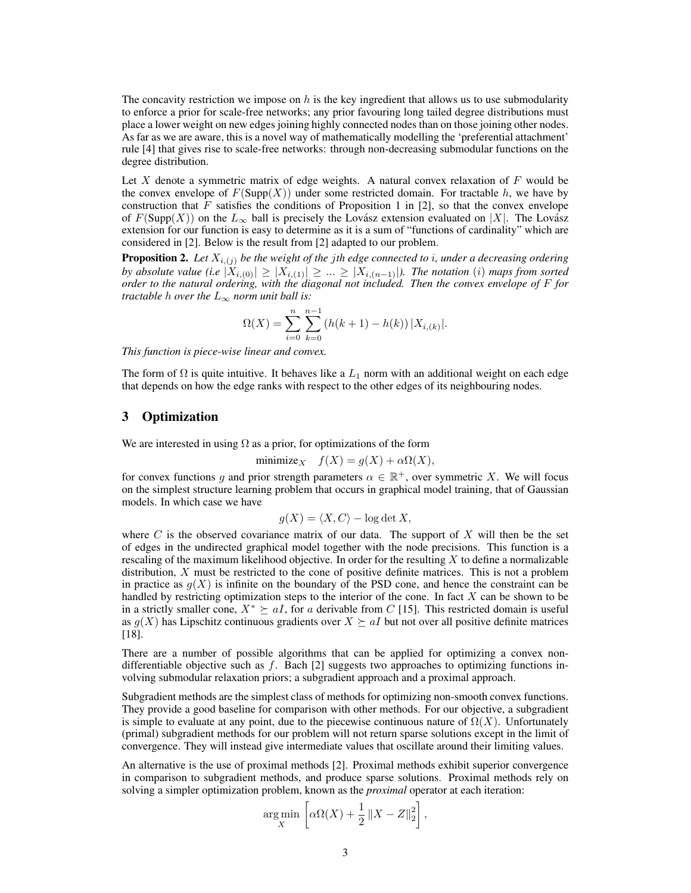The concavity restriction we impose on $h$ is the key ingredient that allows us to use submodularity to enforce a prior for scale-free networks; any prior favouring long tailed degree distributions must place a lower weight on new edges joining highly connected nodes than on those joining other nodes. As far as we are aware, this is a novel way of mathematically modelling the 'preferential attachment' rule [4] that gives rise to scale-free networks: through non-decreasing submodular functions on the degree distribution.

Let $X$ denote a symmetric matrix of edge weights. A natural convex relaxation of $F$ would be the convex envelope of $F(\mathrm{Supp}(X))$ under some restricted domain. For tractable $h$, we have by construction that $F$ satisfies the conditions of Proposition 1 in [2], so that the convex envelope of $F(\mathrm{Supp}(X))$ on the $L_\infty$ ball is precisely the Lovász extension evaluated on $|X|$. The Lovász extension for our function is easy to determine as it is a sum of "functions of cardinality" which are considered in [2]. Below is the result from [2] adapted to our problem.

**Proposition 2.** *Let $X_{i,(j)}$ be the weight of the $j$th edge connected to $i$, under a decreasing ordering by absolute value (i.e $|X_{i,(0)}| \geq |X_{i,(1)}| \geq ... \geq |X_{i,(n-1)}|$). The notation $(i)$ maps from sorted order to the natural ordering, with the diagonal not included. Then the convex envelope of $F$ for tractable $h$ over the $L_\infty$ norm unit ball is:*

$$\Omega(X) = \sum_{i=0}^{n} \sum_{k=0}^{n-1} \left(h(k+1) - h(k)\right) |X_{i,(k)}|.$$

*This function is piece-wise linear and convex.*

The form of $\Omega$ is quite intuitive. It behaves like a $L_1$ norm with an additional weight on each edge that depends on how the edge ranks with respect to the other edges of its neighbouring nodes.

## 3 Optimization

We are interested in using $\Omega$ as a prior, for optimizations of the form

$$\text{minimize}_X \quad f(X) = g(X) + \alpha\Omega(X),$$

for convex functions $g$ and prior strength parameters $\alpha \in \mathbb{R}^+$, over symmetric $X$. We will focus on the simplest structure learning problem that occurs in graphical model training, that of Gaussian models. In which case we have

$$g(X) = \langle X, C \rangle - \log\det X,$$

where $C$ is the observed covariance matrix of our data. The support of $X$ will then be the set of edges in the undirected graphical model together with the node precisions. This function is a rescaling of the maximum likelihood objective. In order for the resulting $X$ to define a normalizable distribution, $X$ must be restricted to the cone of positive definite matrices. This is not a problem in practice as $g(X)$ is infinite on the boundary of the PSD cone, and hence the constraint can be handled by restricting optimization steps to the interior of the cone. In fact $X$ can be shown to be in a strictly smaller cone, $X^* \succeq aI$, for $a$ derivable from $C$ [15]. This restricted domain is useful as $g(X)$ has Lipschitz continuous gradients over $X \succeq aI$ but not over all positive definite matrices [18].

There are a number of possible algorithms that can be applied for optimizing a convex non-differentiable objective such as $f$. Bach [2] suggests two approaches to optimizing functions involving submodular relaxation priors; a subgradient approach and a proximal approach.

Subgradient methods are the simplest class of methods for optimizing non-smooth convex functions. They provide a good baseline for comparison with other methods. For our objective, a subgradient is simple to evaluate at any point, due to the piecewise continuous nature of $\Omega(X)$. Unfortunately (primal) subgradient methods for our problem will not return sparse solutions except in the limit of convergence. They will instead give intermediate values that oscillate around their limiting values.

An alternative is the use of proximal methods [2]. Proximal methods exhibit superior convergence in comparison to subgradient methods, and produce sparse solutions. Proximal methods rely on solving a simpler optimization problem, known as the *proximal* operator at each iteration:

$$\arg\min_X \left[\alpha\Omega(X) + \frac{1}{2}\|X - Z\|_2^2\right],$$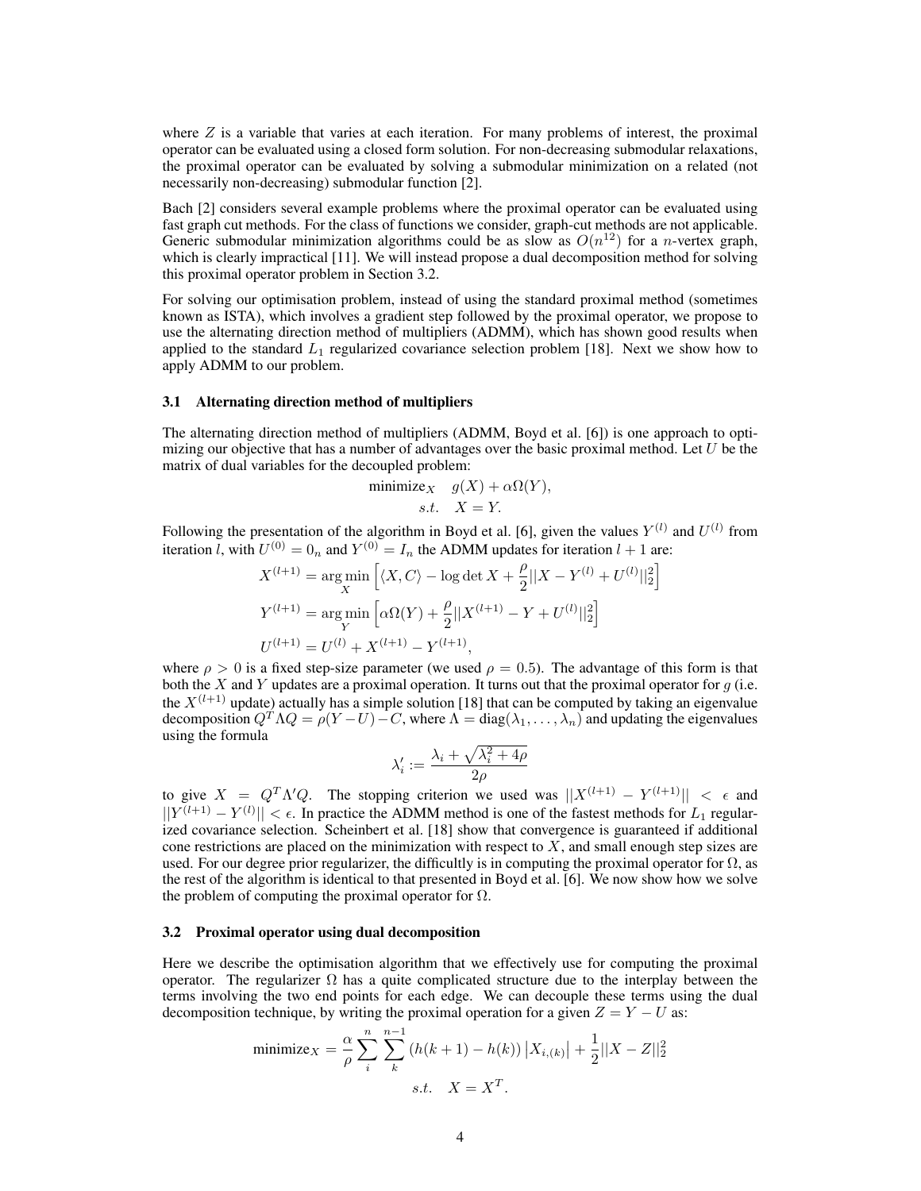where $Z$ is a variable that varies at each iteration. For many problems of interest, the proximal operator can be evaluated using a closed form solution. For non-decreasing submodular relaxations, the proximal operator can be evaluated by solving a submodular minimization on a related (not necessarily non-decreasing) submodular function [2].

Bach [2] considers several example problems where the proximal operator can be evaluated using fast graph cut methods. For the class of functions we consider, graph-cut methods are not applicable. Generic submodular minimization algorithms could be as slow as $O(n^{12})$ for a $n$-vertex graph, which is clearly impractical [11]. We will instead propose a dual decomposition method for solving this proximal operator problem in Section 3.2.

For solving our optimisation problem, instead of using the standard proximal method (sometimes known as ISTA), which involves a gradient step followed by the proximal operator, we propose to use the alternating direction method of multipliers (ADMM), which has shown good results when applied to the standard $L_1$ regularized covariance selection problem [18]. Next we show how to apply ADMM to our problem.

### 3.1 Alternating direction method of multipliers

The alternating direction method of multipliers (ADMM, Boyd et al. [6]) is one approach to optimizing our objective that has a number of advantages over the basic proximal method. Let $U$ be the matrix of dual variables for the decoupled problem:

$$\begin{aligned} \text{minimize}_X \quad & g(X) + \alpha\Omega(Y), \\ s.t. \quad & X = Y. \end{aligned}$$

Following the presentation of the algorithm in Boyd et al. [6], given the values $Y^{(l)}$ and $U^{(l)}$ from iteration $l$, with $U^{(0)} = 0_n$ and $Y^{(0)} = I_n$ the ADMM updates for iteration $l+1$ are:

$$\begin{aligned} X^{(l+1)} &= \arg\min_X \left[ \langle X, C \rangle - \log\det X + \frac{\rho}{2} ||X - Y^{(l)} + U^{(l)}||_2^2 \right] \\ Y^{(l+1)} &= \arg\min_Y \left[ \alpha\Omega(Y) + \frac{\rho}{2} ||X^{(l+1)} - Y + U^{(l)}||_2^2 \right] \\ U^{(l+1)} &= U^{(l)} + X^{(l+1)} - Y^{(l+1)}, \end{aligned}$$

where $\rho > 0$ is a fixed step-size parameter (we used $\rho = 0.5$). The advantage of this form is that both the $X$ and $Y$ updates are a proximal operation. It turns out that the proximal operator for $g$ (i.e. the $X^{(l+1)}$ update) actually has a simple solution [18] that can be computed by taking an eigenvalue decomposition $Q^T \Lambda Q = \rho(Y - U) - C$, where $\Lambda = \text{diag}(\lambda_1, \ldots, \lambda_n)$ and updating the eigenvalues using the formula

$$\lambda_i' := \frac{\lambda_i + \sqrt{\lambda_i^2 + 4\rho}}{2\rho}$$

to give $X = Q^T \Lambda' Q$. The stopping criterion we used was $||X^{(l+1)} - Y^{(l+1)}|| < \epsilon$ and $||Y^{(l+1)} - Y^{(l)}|| < \epsilon$. In practice the ADMM method is one of the fastest methods for $L_1$ regularized covariance selection. Scheinbert et al. [18] show that convergence is guaranteed if additional cone restrictions are placed on the minimization with respect to $X$, and small enough step sizes are used. For our degree prior regularizer, the difficultly is in computing the proximal operator for $\Omega$, as the rest of the algorithm is identical to that presented in Boyd et al. [6]. We now show how we solve the problem of computing the proximal operator for $\Omega$.

### 3.2 Proximal operator using dual decomposition

Here we describe the optimisation algorithm that we effectively use for computing the proximal operator. The regularizer $\Omega$ has a quite complicated structure due to the interplay between the terms involving the two end points for each edge. We can decouple these terms using the dual decomposition technique, by writing the proximal operation for a given $Z = Y - U$ as:

$$\begin{aligned} \text{minimize}_X = \frac{\alpha}{\rho} \sum_i^n \sum_k^{n-1} \left(h(k+1) - h(k)\right) \left|X_{i,(k)}\right| + \frac{1}{2} ||X - Z||_2^2 \\ s.t. \quad X = X^T. \end{aligned}$$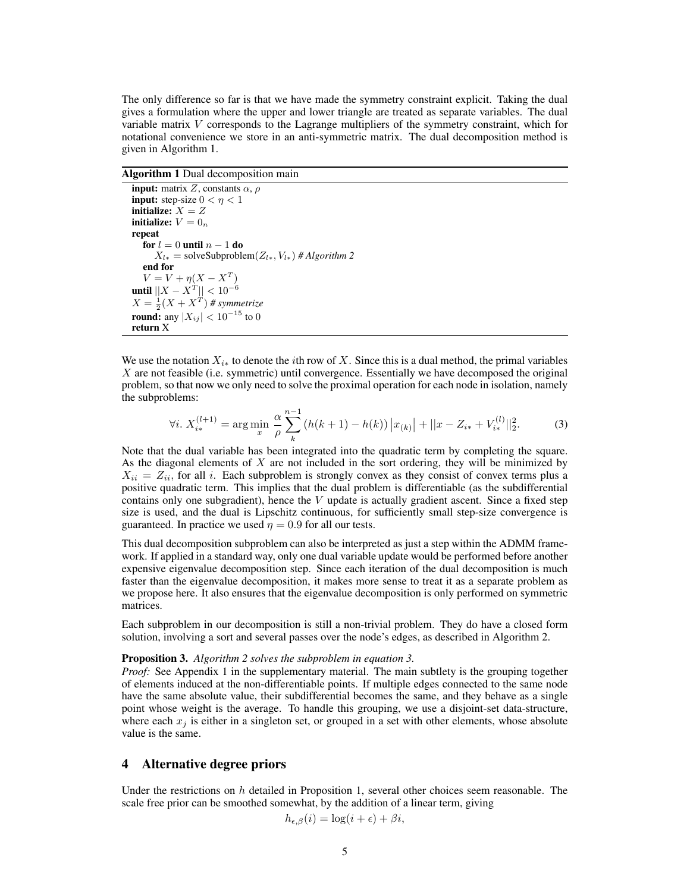The only difference so far is that we have made the symmetry constraint explicit. Taking the dual gives a formulation where the upper and lower triangle are treated as separate variables. The dual variable matrix $V$ corresponds to the Lagrange multipliers of the symmetry constraint, which for notational convenience we store in an anti-symmetric matrix. The dual decomposition method is given in Algorithm 1.

**Algorithm 1** Dual decomposition main

```
input: matrix Z, constants α, ρ
input: step-size 0 < η < 1
initialize: X = Z
initialize: V = 0_n
repeat
    for l = 0 until n − 1 do
        X_{l*} = solveSubproblem(Z_{l*}, V_{l*}) # Algorithm 2
    end for
    V = V + η(X − X^T)
until ||X − X^T|| < 10^{−6}
X = 1/2 (X + X^T) # symmetrize
round: any |X_{ij}| < 10^{−15} to 0
return X
```

We use the notation $X_{i*}$ to denote the $i$th row of $X$. Since this is a dual method, the primal variables $X$ are not feasible (i.e. symmetric) until convergence. Essentially we have decomposed the original problem, so that now we only need to solve the proximal operation for each node in isolation, namely the subproblems:

$$\forall i.\ X_{i*}^{(l+1)} = \arg\min_{x} \frac{\alpha}{\rho} \sum_{k}^{n-1} \left(h(k+1) - h(k)\right) \left|x_{(k)}\right| + ||x - Z_{i*} + V_{i*}^{(l)}||_2^2. \tag{3}$$

Note that the dual variable has been integrated into the quadratic term by completing the square. As the diagonal elements of $X$ are not included in the sort ordering, they will be minimized by $X_{ii} = Z_{ii}$, for all $i$. Each subproblem is strongly convex as they consist of convex terms plus a positive quadratic term. This implies that the dual problem is differentiable (as the subdifferential contains only one subgradient), hence the $V$ update is actually gradient ascent. Since a fixed step size is used, and the dual is Lipschitz continuous, for sufficiently small step-size convergence is guaranteed. In practice we used $\eta = 0.9$ for all our tests.

This dual decomposition subproblem can also be interpreted as just a step within the ADMM framework. If applied in a standard way, only one dual variable update would be performed before another expensive eigenvalue decomposition step. Since each iteration of the dual decomposition is much faster than the eigenvalue decomposition, it makes more sense to treat it as a separate problem as we propose here. It also ensures that the eigenvalue decomposition is only performed on symmetric matrices.

Each subproblem in our decomposition is still a non-trivial problem. They do have a closed form solution, involving a sort and several passes over the node's edges, as described in Algorithm 2.

**Proposition 3.** *Algorithm 2 solves the subproblem in equation 3.*

*Proof:* See Appendix 1 in the supplementary material. The main subtlety is the grouping together of elements induced at the non-differentiable points. If multiple edges connected to the same node have the same absolute value, their subdifferential becomes the same, and they behave as a single point whose weight is the average. To handle this grouping, we use a disjoint-set data-structure, where each $x_j$ is either in a singleton set, or grouped in a set with other elements, whose absolute value is the same.

## 4 Alternative degree priors

Under the restrictions on $h$ detailed in Proposition 1, several other choices seem reasonable. The scale free prior can be smoothed somewhat, by the addition of a linear term, giving

$$h_{\epsilon,\beta}(i) = \log(i + \epsilon) + \beta i,$$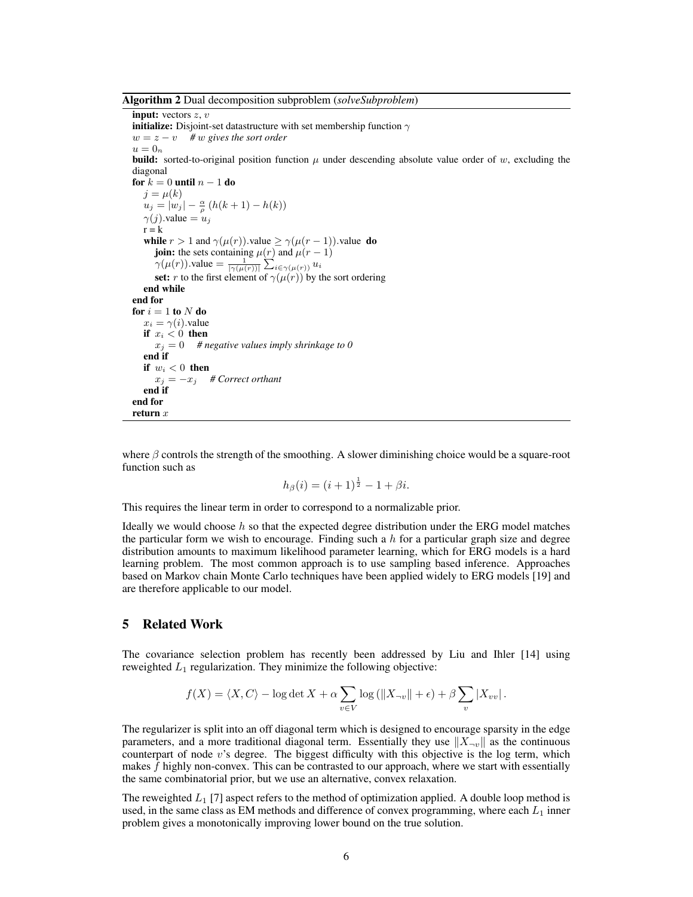**Algorithm 2** Dual decomposition subproblem (*solveSubproblem*)

```
input: vectors z, v
initialize: Disjoint-set datastructure with set membership function γ
w = z − v    # w gives the sort order
u = 0_n
build: sorted-to-original position function μ under descending absolute value order of w, excluding the diagonal
for k = 0 until n − 1 do
    j = μ(k)
    u_j = |w_j| − (α/ρ) (h(k + 1) − h(k))
    γ(j).value = u_j
    r = k
    while r > 1 and γ(μ(r)).value ≥ γ(μ(r − 1)).value do
        join: the sets containing μ(r) and μ(r − 1)
        γ(μ(r)).value = (1/|γ(μ(r))|) Σ_{i∈γ(μ(r))} u_i
        set: r to the first element of γ(μ(r)) by the sort ordering
    end while
end for
for i = 1 to N do
    x_i = γ(i).value
    if x_i < 0 then
        x_j = 0    # negative values imply shrinkage to 0
    end if
    if w_i < 0 then
        x_j = −x_j    # Correct orthant
    end if
end for
return x
```

where $\beta$ controls the strength of the smoothing. A slower diminishing choice would be a square-root function such as

$$h_{\beta}(i) = (i+1)^{\frac{1}{2}} - 1 + \beta i.$$

This requires the linear term in order to correspond to a normalizable prior.

Ideally we would choose $h$ so that the expected degree distribution under the ERG model matches the particular form we wish to encourage. Finding such a $h$ for a particular graph size and degree distribution amounts to maximum likelihood parameter learning, which for ERG models is a hard learning problem. The most common approach is to use sampling based inference. Approaches based on Markov chain Monte Carlo techniques have been applied widely to ERG models [19] and are therefore applicable to our model.

## 5 Related Work

The covariance selection problem has recently been addressed by Liu and Ihler [14] using reweighted $L_1$ regularization. They minimize the following objective:

$$f(X) = \langle X, C \rangle - \log \det X + \alpha \sum_{v \in V} \log \left( \|X_{\neg v}\| + \epsilon \right) + \beta \sum_{v} |X_{vv}| \,.$$

The regularizer is split into an off diagonal term which is designed to encourage sparsity in the edge parameters, and a more traditional diagonal term. Essentially they use $\|X_{\neg v}\|$ as the continuous counterpart of node $v$'s degree. The biggest difficulty with this objective is the log term, which makes $f$ highly non-convex. This can be contrasted to our approach, where we start with essentially the same combinatorial prior, but we use an alternative, convex relaxation.

The reweighted $L_1$ [7] aspect refers to the method of optimization applied. A double loop method is used, in the same class as EM methods and difference of convex programming, where each $L_1$ inner problem gives a monotonically improving lower bound on the true solution.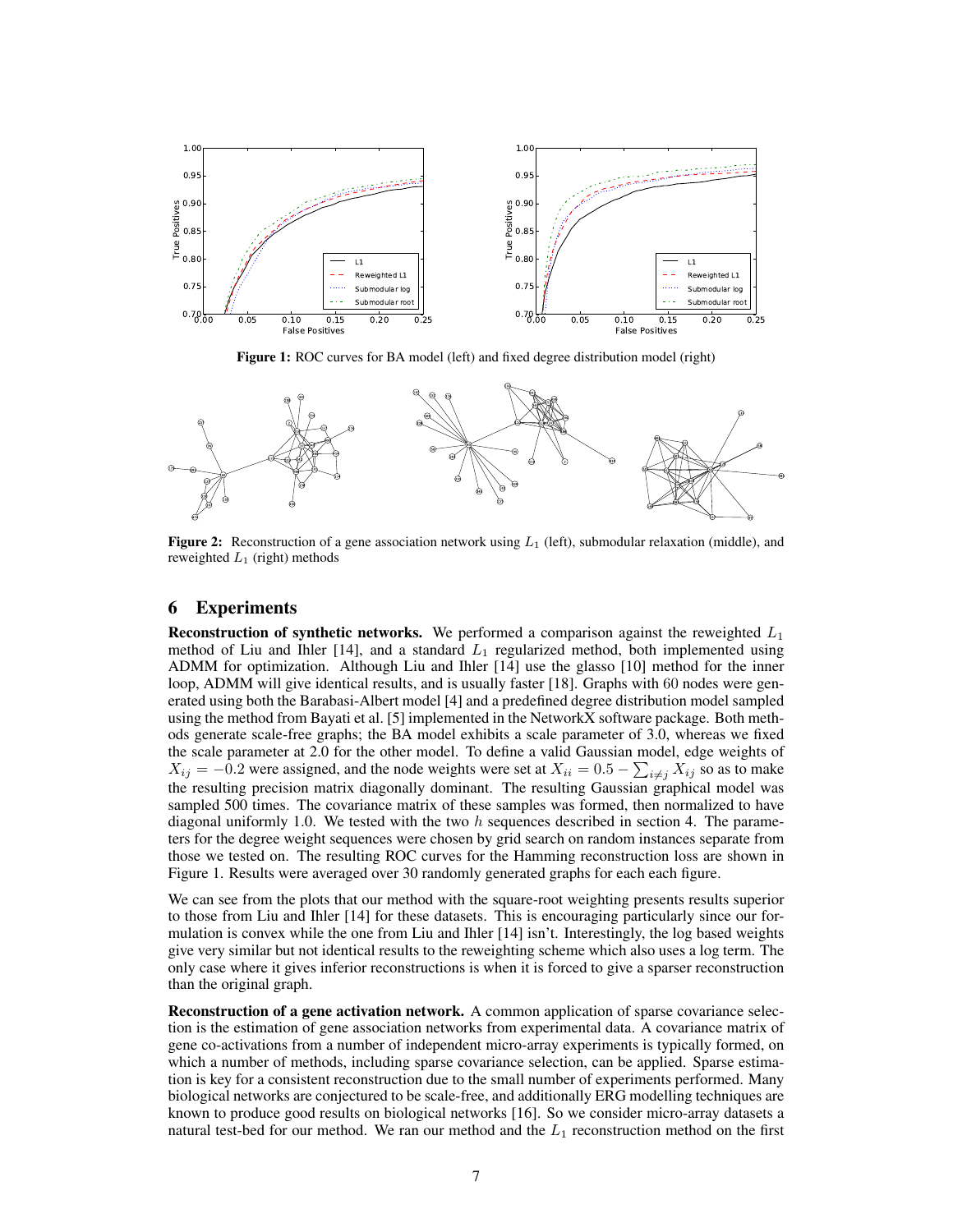**Figure 1:** ROC curves for BA model (left) and fixed degree distribution model (right)

**Figure 2:** Reconstruction of a gene association network using $L_1$ (left), submodular relaxation (middle), and reweighted $L_1$ (right) methods

# 6 Experiments

**Reconstruction of synthetic networks.** We performed a comparison against the reweighted $L_1$ method of Liu and Ihler [14], and a standard $L_1$ regularized method, both implemented using ADMM for optimization. Although Liu and Ihler [14] use the glasso [10] method for the inner loop, ADMM will give identical results, and is usually faster [18]. Graphs with 60 nodes were generated using both the Barabasi-Albert model [4] and a predefined degree distribution model sampled using the method from Bayati et al. [5] implemented in the NetworkX software package. Both methods generate scale-free graphs; the BA model exhibits a scale parameter of 3.0, whereas we fixed the scale parameter at 2.0 for the other model. To define a valid Gaussian model, edge weights of $X_{ij} = -0.2$ were assigned, and the node weights were set at $X_{ii} = 0.5 - \sum_{i \neq j} X_{ij}$ so as to make the resulting precision matrix diagonally dominant. The resulting Gaussian graphical model was sampled 500 times. The covariance matrix of these samples was formed, then normalized to have diagonal uniformly 1.0. We tested with the two $h$ sequences described in section 4. The parameters for the degree weight sequences were chosen by grid search on random instances separate from those we tested on. The resulting ROC curves for the Hamming reconstruction loss are shown in Figure 1. Results were averaged over 30 randomly generated graphs for each each figure.

We can see from the plots that our method with the square-root weighting presents results superior to those from Liu and Ihler [14] for these datasets. This is encouraging particularly since our formulation is convex while the one from Liu and Ihler [14] isn't. Interestingly, the log based weights give very similar but not identical results to the reweighting scheme which also uses a log term. The only case where it gives inferior reconstructions is when it is forced to give a sparser reconstruction than the original graph.

**Reconstruction of a gene activation network.** A common application of sparse covariance selection is the estimation of gene association networks from experimental data. A covariance matrix of gene co-activations from a number of independent micro-array experiments is typically formed, on which a number of methods, including sparse covariance selection, can be applied. Sparse estimation is key for a consistent reconstruction due to the small number of experiments performed. Many biological networks are conjectured to be scale-free, and additionally ERG modelling techniques are known to produce good results on biological networks [16]. So we consider micro-array datasets a natural test-bed for our method. We ran our method and the $L_1$ reconstruction method on the first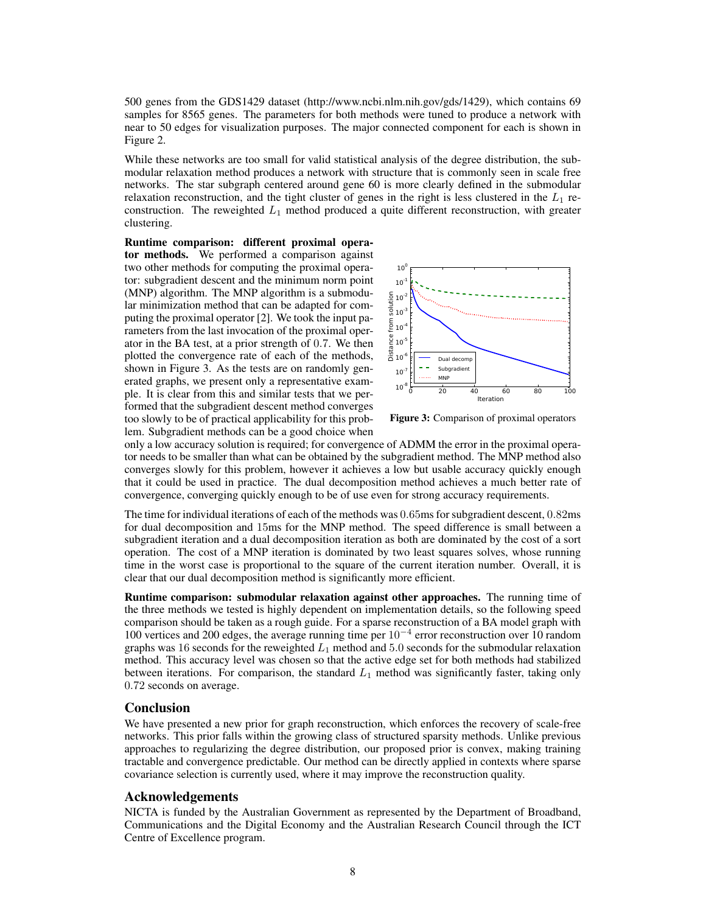500 genes from the GDS1429 dataset (http://www.ncbi.nlm.nih.gov/gds/1429), which contains 69 samples for 8565 genes. The parameters for both methods were tuned to produce a network with near to 50 edges for visualization purposes. The major connected component for each is shown in Figure 2.

While these networks are too small for valid statistical analysis of the degree distribution, the submodular relaxation method produces a network with structure that is commonly seen in scale free networks. The star subgraph centered around gene 60 is more clearly defined in the submodular relaxation reconstruction, and the tight cluster of genes in the right is less clustered in the $L_1$ reconstruction. The reweighted $L_1$ method produced a quite different reconstruction, with greater clustering.

**Runtime comparison: different proximal operator methods.** We performed a comparison against two other methods for computing the proximal operator: subgradient descent and the minimum norm point (MNP) algorithm. The MNP algorithm is a submodular minimization method that can be adapted for computing the proximal operator [2]. We took the input parameters from the last invocation of the proximal operator in the BA test, at a prior strength of 0.7. We then plotted the convergence rate of each of the methods, shown in Figure 3. As the tests are on randomly generated graphs, we present only a representative example. It is clear from this and similar tests that we performed that the subgradient descent method converges too slowly to be of practical applicability for this problem. Subgradient methods can be a good choice when only a low accuracy solution is required; for convergence of ADMM the error in the proximal operator needs to be smaller than what can be obtained by the subgradient method. The MNP method also converges slowly for this problem, however it achieves a low but usable accuracy quickly enough that it could be used in practice. The dual decomposition method achieves a much better rate of convergence, converging quickly enough to be of use even for strong accuracy requirements.

**Figure 3:** Comparison of proximal operators

The time for individual iterations of each of the methods was 0.65ms for subgradient descent, 0.82ms for dual decomposition and 15ms for the MNP method. The speed difference is small between a subgradient iteration and a dual decomposition iteration as both are dominated by the cost of a sort operation. The cost of a MNP iteration is dominated by two least squares solves, whose running time in the worst case is proportional to the square of the current iteration number. Overall, it is clear that our dual decomposition method is significantly more efficient.

**Runtime comparison: submodular relaxation against other approaches.** The running time of the three methods we tested is highly dependent on implementation details, so the following speed comparison should be taken as a rough guide. For a sparse reconstruction of a BA model graph with 100 vertices and 200 edges, the average running time per $10^{-4}$ error reconstruction over 10 random graphs was 16 seconds for the reweighted $L_1$ method and 5.0 seconds for the submodular relaxation method. This accuracy level was chosen so that the active edge set for both methods had stabilized between iterations. For comparison, the standard $L_1$ method was significantly faster, taking only 0.72 seconds on average.

## Conclusion

We have presented a new prior for graph reconstruction, which enforces the recovery of scale-free networks. This prior falls within the growing class of structured sparsity methods. Unlike previous approaches to regularizing the degree distribution, our proposed prior is convex, making training tractable and convergence predictable. Our method can be directly applied in contexts where sparse covariance selection is currently used, where it may improve the reconstruction quality.

## Acknowledgements

NICTA is funded by the Australian Government as represented by the Department of Broadband, Communications and the Digital Economy and the Australian Research Council through the ICT Centre of Excellence program.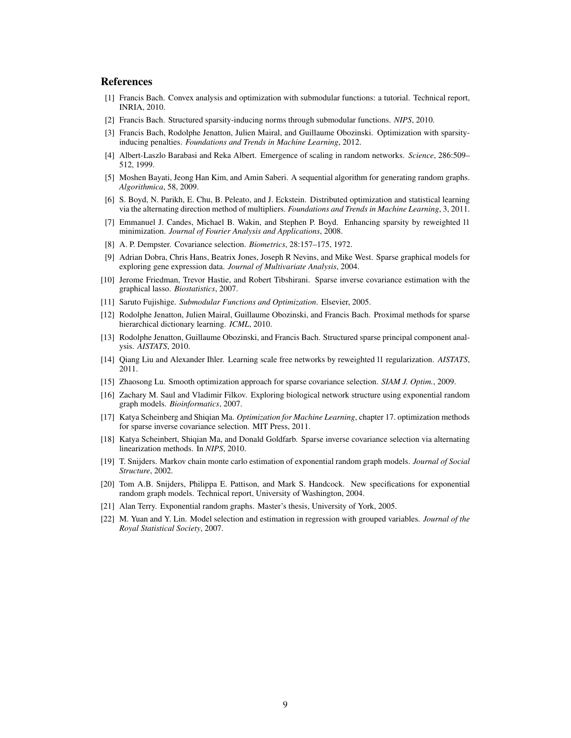## References

[1] Francis Bach. Convex analysis and optimization with submodular functions: a tutorial. Technical report, INRIA, 2010.

[2] Francis Bach. Structured sparsity-inducing norms through submodular functions. *NIPS*, 2010.

[3] Francis Bach, Rodolphe Jenatton, Julien Mairal, and Guillaume Obozinski. Optimization with sparsity-inducing penalties. *Foundations and Trends in Machine Learning*, 2012.

[4] Albert-Laszlo Barabasi and Reka Albert. Emergence of scaling in random networks. *Science*, 286:509–512, 1999.

[5] Moshen Bayati, Jeong Han Kim, and Amin Saberi. A sequential algorithm for generating random graphs. *Algorithmica*, 58, 2009.

[6] S. Boyd, N. Parikh, E. Chu, B. Peleato, and J. Eckstein. Distributed optimization and statistical learning via the alternating direction method of multipliers. *Foundations and Trends in Machine Learning*, 3, 2011.

[7] Emmanuel J. Candes, Michael B. Wakin, and Stephen P. Boyd. Enhancing sparsity by reweighted l1 minimization. *Journal of Fourier Analysis and Applications*, 2008.

[8] A. P. Dempster. Covariance selection. *Biometrics*, 28:157–175, 1972.

[9] Adrian Dobra, Chris Hans, Beatrix Jones, Joseph R Nevins, and Mike West. Sparse graphical models for exploring gene expression data. *Journal of Multivariate Analysis*, 2004.

[10] Jerome Friedman, Trevor Hastie, and Robert Tibshirani. Sparse inverse covariance estimation with the graphical lasso. *Biostatistics*, 2007.

[11] Saruto Fujishige. *Submodular Functions and Optimization*. Elsevier, 2005.

[12] Rodolphe Jenatton, Julien Mairal, Guillaume Obozinski, and Francis Bach. Proximal methods for sparse hierarchical dictionary learning. *ICML*, 2010.

[13] Rodolphe Jenatton, Guillaume Obozinski, and Francis Bach. Structured sparse principal component analysis. *AISTATS*, 2010.

[14] Qiang Liu and Alexander Ihler. Learning scale free networks by reweighted l1 regularization. *AISTATS*, 2011.

[15] Zhaosong Lu. Smooth optimization approach for sparse covariance selection. *SIAM J. Optim.*, 2009.

[16] Zachary M. Saul and Vladimir Filkov. Exploring biological network structure using exponential random graph models. *Bioinformatics*, 2007.

[17] Katya Scheinberg and Shiqian Ma. *Optimization for Machine Learning*, chapter 17. optimization methods for sparse inverse covariance selection. MIT Press, 2011.

[18] Katya Scheinbert, Shiqian Ma, and Donald Goldfarb. Sparse inverse covariance selection via alternating linearization methods. In *NIPS*, 2010.

[19] T. Snijders. Markov chain monte carlo estimation of exponential random graph models. *Journal of Social Structure*, 2002.

[20] Tom A.B. Snijders, Philippa E. Pattison, and Mark S. Handcock. New specifications for exponential random graph models. Technical report, University of Washington, 2004.

[21] Alan Terry. Exponential random graphs. Master's thesis, University of York, 2005.

[22] M. Yuan and Y. Lin. Model selection and estimation in regression with grouped variables. *Journal of the Royal Statistical Society*, 2007.